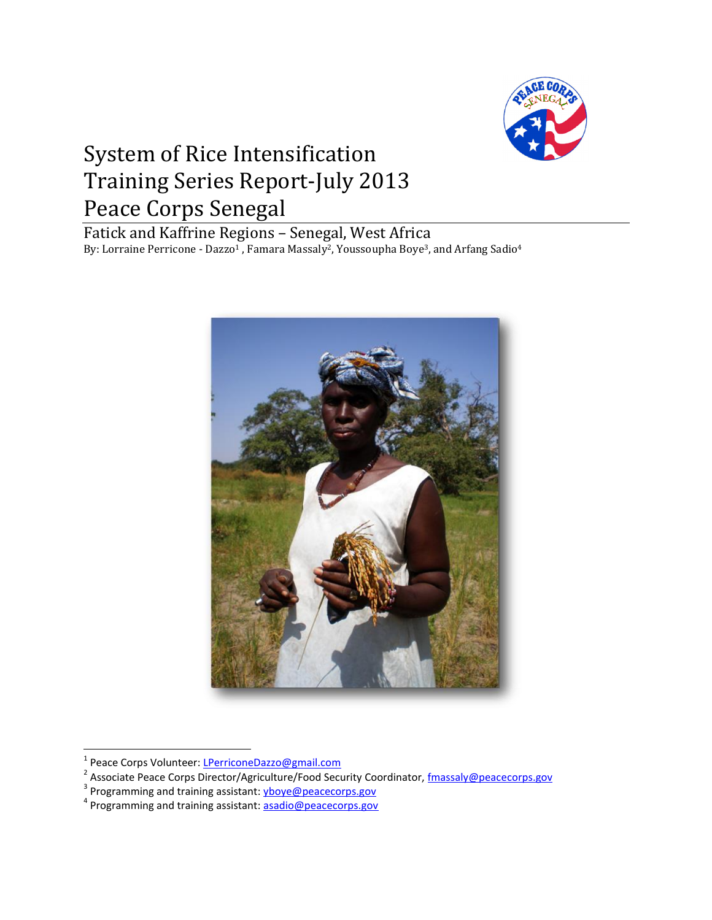# System of Rice Intensification Training Series Report-July 2013 Peace Corps Senegal

## Fatick and Kaffrine Regions – Senegal, West Africa

By: Lorraine Perricone - Dazzo[1] , Famara Massaly[2], Youssoupha Boye[3], and Arfang Sadio[4]

---

[1] Peace Corps Volunteer: LPerriconeDazzo@gmail.com

[2] Associate Peace Corps Director/Agriculture/Food Security Coordinator, fmassaly@peacecorps.gov

[3] Programming and training assistant: yboye@peacecorps.gov

[4] Programming and training assistant: asadio@peacecorps.gov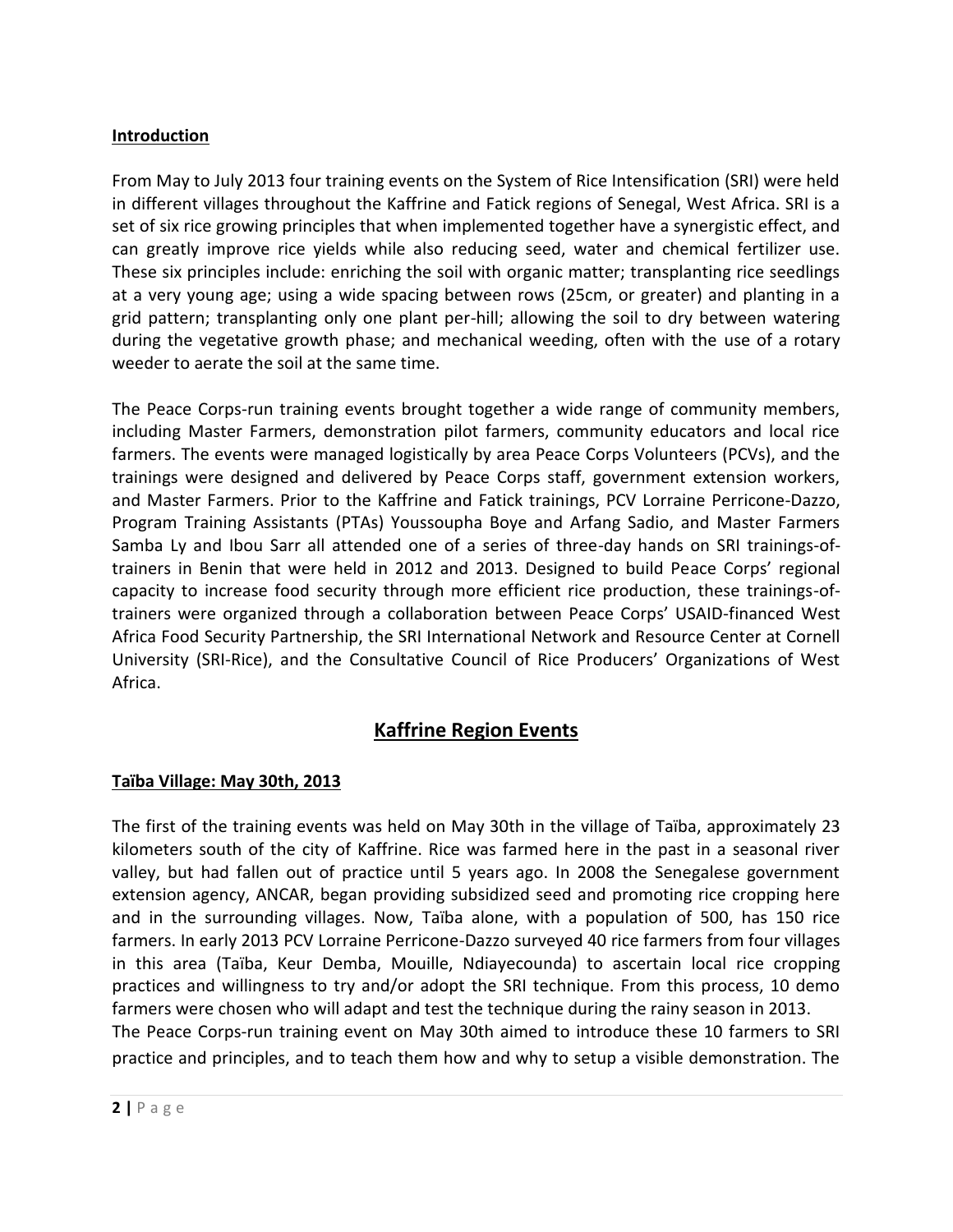**Introduction**

From May to July 2013 four training events on the System of Rice Intensification (SRI) were held in different villages throughout the Kaffrine and Fatick regions of Senegal, West Africa. SRI is a set of six rice growing principles that when implemented together have a synergistic effect, and can greatly improve rice yields while also reducing seed, water and chemical fertilizer use. These six principles include: enriching the soil with organic matter; transplanting rice seedlings at a very young age; using a wide spacing between rows (25cm, or greater) and planting in a grid pattern; transplanting only one plant per-hill; allowing the soil to dry between watering during the vegetative growth phase; and mechanical weeding, often with the use of a rotary weeder to aerate the soil at the same time.

The Peace Corps-run training events brought together a wide range of community members, including Master Farmers, demonstration pilot farmers, community educators and local rice farmers. The events were managed logistically by area Peace Corps Volunteers (PCVs), and the trainings were designed and delivered by Peace Corps staff, government extension workers, and Master Farmers. Prior to the Kaffrine and Fatick trainings, PCV Lorraine Perricone-Dazzo, Program Training Assistants (PTAs) Youssoupha Boye and Arfang Sadio, and Master Farmers Samba Ly and Ibou Sarr all attended one of a series of three-day hands on SRI trainings-of-trainers in Benin that were held in 2012 and 2013. Designed to build Peace Corps' regional capacity to increase food security through more efficient rice production, these trainings-of-trainers were organized through a collaboration between Peace Corps' USAID-financed West Africa Food Security Partnership, the SRI International Network and Resource Center at Cornell University (SRI-Rice), and the Consultative Council of Rice Producers' Organizations of West Africa.

## Kaffrine Region Events

**Taïba Village: May 30th, 2013**

The first of the training events was held on May 30th in the village of Taïba, approximately 23 kilometers south of the city of Kaffrine. Rice was farmed here in the past in a seasonal river valley, but had fallen out of practice until 5 years ago. In 2008 the Senegalese government extension agency, ANCAR, began providing subsidized seed and promoting rice cropping here and in the surrounding villages. Now, Taïba alone, with a population of 500, has 150 rice farmers. In early 2013 PCV Lorraine Perricone-Dazzo surveyed 40 rice farmers from four villages in this area (Taïba, Keur Demba, Mouille, Ndiayecounda) to ascertain local rice cropping practices and willingness to try and/or adopt the SRI technique. From this process, 10 demo farmers were chosen who will adapt and test the technique during the rainy season in 2013.

The Peace Corps-run training event on May 30th aimed to introduce these 10 farmers to SRI practice and principles, and to teach them how and why to setup a visible demonstration. The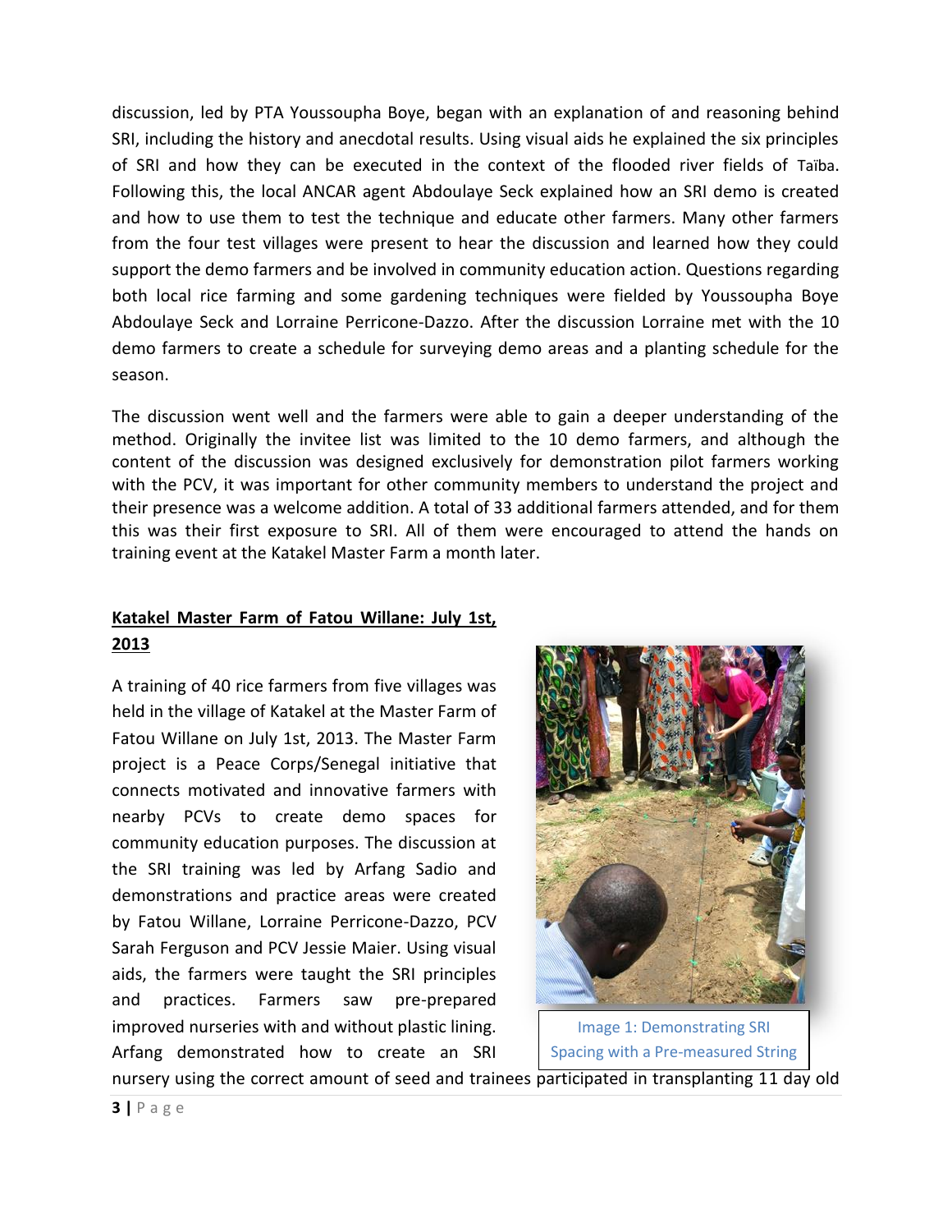discussion, led by PTA Youssoupha Boye, began with an explanation of and reasoning behind SRI, including the history and anecdotal results. Using visual aids he explained the six principles of SRI and how they can be executed in the context of the flooded river fields of Taïba. Following this, the local ANCAR agent Abdoulaye Seck explained how an SRI demo is created and how to use them to test the technique and educate other farmers. Many other farmers from the four test villages were present to hear the discussion and learned how they could support the demo farmers and be involved in community education action. Questions regarding both local rice farming and some gardening techniques were fielded by Youssoupha Boye Abdoulaye Seck and Lorraine Perricone-Dazzo. After the discussion Lorraine met with the 10 demo farmers to create a schedule for surveying demo areas and a planting schedule for the season.

The discussion went well and the farmers were able to gain a deeper understanding of the method. Originally the invitee list was limited to the 10 demo farmers, and although the content of the discussion was designed exclusively for demonstration pilot farmers working with the PCV, it was important for other community members to understand the project and their presence was a welcome addition. A total of 33 additional farmers attended, and for them this was their first exposure to SRI. All of them were encouraged to attend the hands on training event at the Katakel Master Farm a month later.

**Katakel Master Farm of Fatou Willane: July 1st, 2013**

A training of 40 rice farmers from five villages was held in the village of Katakel at the Master Farm of Fatou Willane on July 1st, 2013. The Master Farm project is a Peace Corps/Senegal initiative that connects motivated and innovative farmers with nearby PCVs to create demo spaces for community education purposes. The discussion at the SRI training was led by Arfang Sadio and demonstrations and practice areas were created by Fatou Willane, Lorraine Perricone-Dazzo, PCV Sarah Ferguson and PCV Jessie Maier. Using visual aids, the farmers were taught the SRI principles and practices. Farmers saw pre-prepared improved nurseries with and without plastic lining. Arfang demonstrated how to create an SRI nursery using the correct amount of seed and trainees participated in transplanting 11 day old

Image 1: Demonstrating SRI Spacing with a Pre-measured String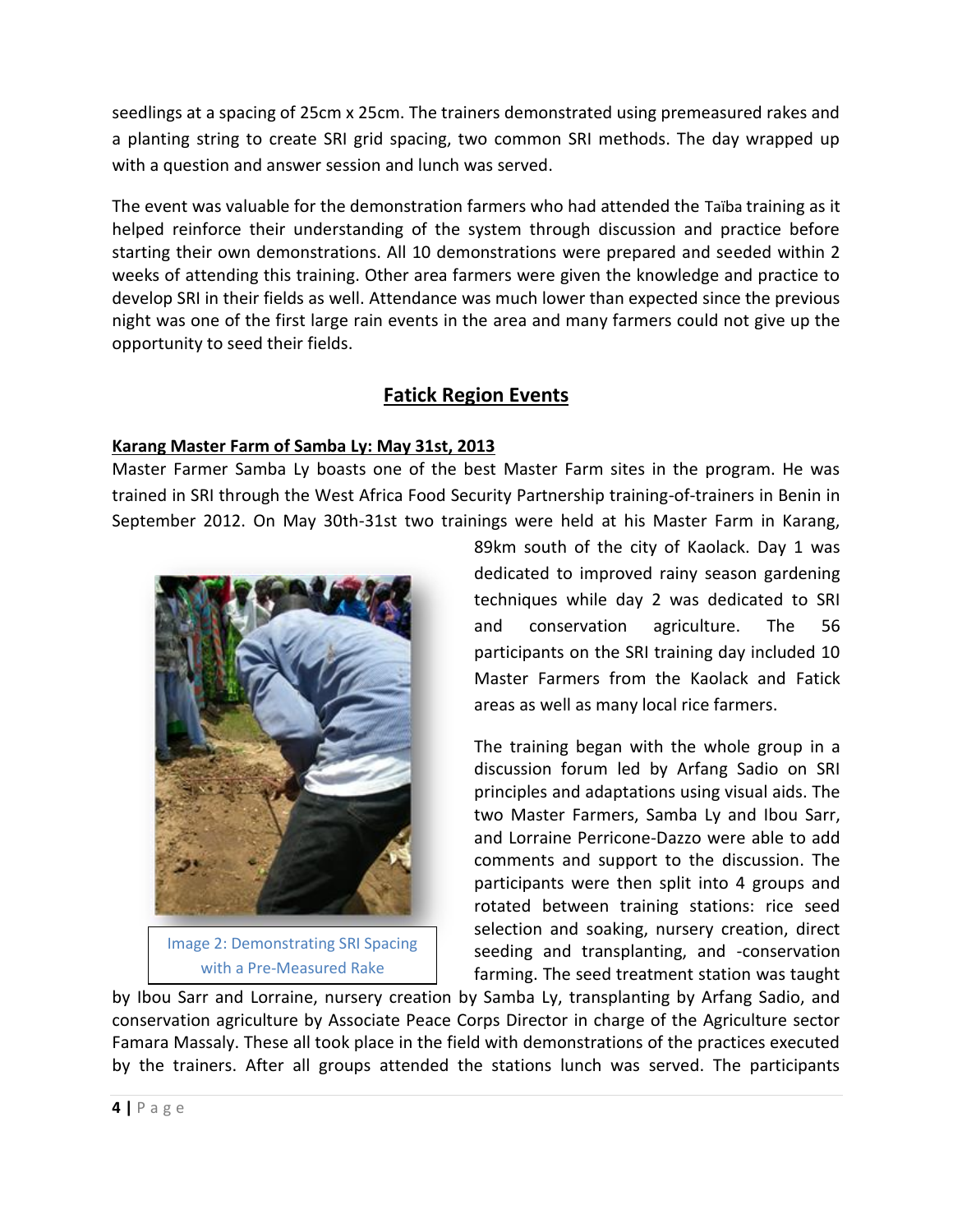seedlings at a spacing of 25cm x 25cm. The trainers demonstrated using premeasured rakes and a planting string to create SRI grid spacing, two common SRI methods. The day wrapped up with a question and answer session and lunch was served.

The event was valuable for the demonstration farmers who had attended the Taïba training as it helped reinforce their understanding of the system through discussion and practice before starting their own demonstrations. All 10 demonstrations were prepared and seeded within 2 weeks of attending this training. Other area farmers were given the knowledge and practice to develop SRI in their fields as well. Attendance was much lower than expected since the previous night was one of the first large rain events in the area and many farmers could not give up the opportunity to seed their fields.

## Fatick Region Events

### Karang Master Farm of Samba Ly: May 31st, 2013

Master Farmer Samba Ly boasts one of the best Master Farm sites in the program. He was trained in SRI through the West Africa Food Security Partnership training-of-trainers in Benin in September 2012. On May 30th-31st two trainings were held at his Master Farm in Karang, 89km south of the city of Kaolack. Day 1 was dedicated to improved rainy season gardening techniques while day 2 was dedicated to SRI and conservation agriculture. The 56 participants on the SRI training day included 10 Master Farmers from the Kaolack and Fatick areas as well as many local rice farmers.

Image 2: Demonstrating SRI Spacing with a Pre-Measured Rake

The training began with the whole group in a discussion forum led by Arfang Sadio on SRI principles and adaptations using visual aids. The two Master Farmers, Samba Ly and Ibou Sarr, and Lorraine Perricone-Dazzo were able to add comments and support to the discussion. The participants were then split into 4 groups and rotated between training stations: rice seed selection and soaking, nursery creation, direct seeding and transplanting, and -conservation farming. The seed treatment station was taught by Ibou Sarr and Lorraine, nursery creation by Samba Ly, transplanting by Arfang Sadio, and conservation agriculture by Associate Peace Corps Director in charge of the Agriculture sector Famara Massaly. These all took place in the field with demonstrations of the practices executed by the trainers. After all groups attended the stations lunch was served. The participants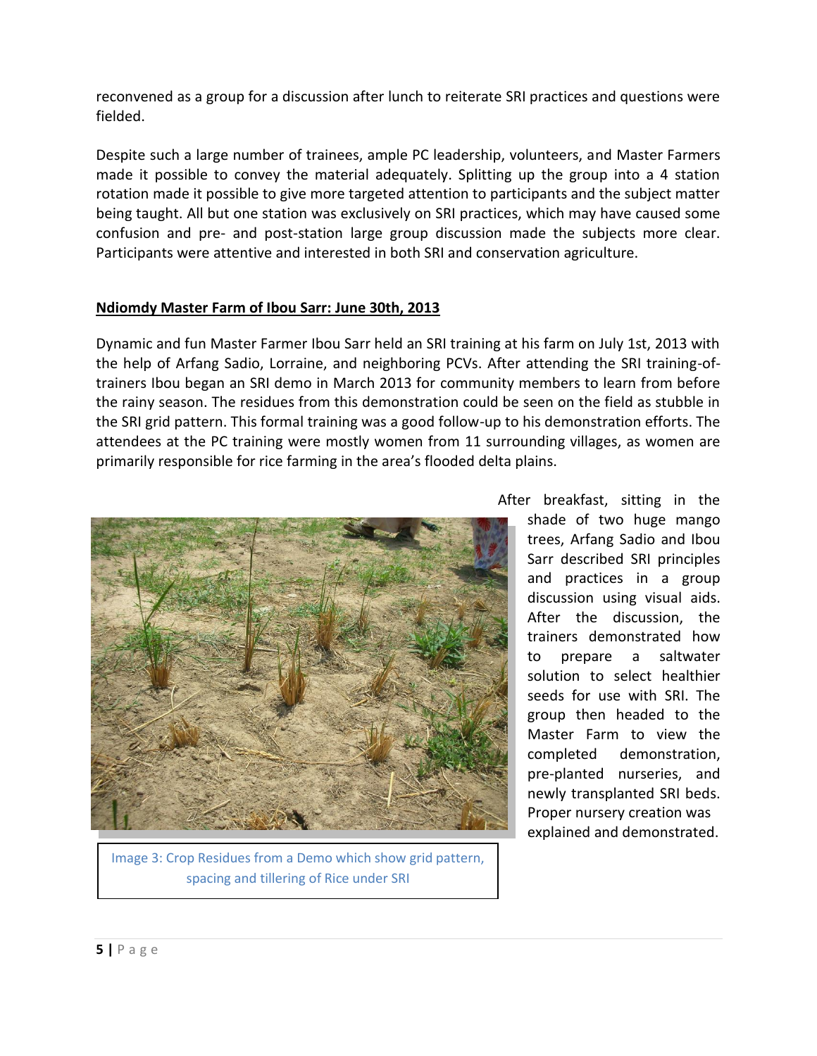reconvened as a group for a discussion after lunch to reiterate SRI practices and questions were fielded.

Despite such a large number of trainees, ample PC leadership, volunteers, and Master Farmers made it possible to convey the material adequately. Splitting up the group into a 4 station rotation made it possible to give more targeted attention to participants and the subject matter being taught. All but one station was exclusively on SRI practices, which may have caused some confusion and pre- and post-station large group discussion made the subjects more clear. Participants were attentive and interested in both SRI and conservation agriculture.

## Ndiomdy Master Farm of Ibou Sarr: June 30th, 2013

Dynamic and fun Master Farmer Ibou Sarr held an SRI training at his farm on July 1st, 2013 with the help of Arfang Sadio, Lorraine, and neighboring PCVs. After attending the SRI training-of-trainers Ibou began an SRI demo in March 2013 for community members to learn from before the rainy season. The residues from this demonstration could be seen on the field as stubble in the SRI grid pattern. This formal training was a good follow-up to his demonstration efforts. The attendees at the PC training were mostly women from 11 surrounding villages, as women are primarily responsible for rice farming in the area's flooded delta plains.

After breakfast, sitting in the shade of two huge mango trees, Arfang Sadio and Ibou Sarr described SRI principles and practices in a group discussion using visual aids. After the discussion, the trainers demonstrated how to prepare a saltwater solution to select healthier seeds for use with SRI. The group then headed to the Master Farm to view the completed demonstration, pre-planted nurseries, and newly transplanted SRI beds. Proper nursery creation was explained and demonstrated.

Image 3: Crop Residues from a Demo which show grid pattern, spacing and tillering of Rice under SRI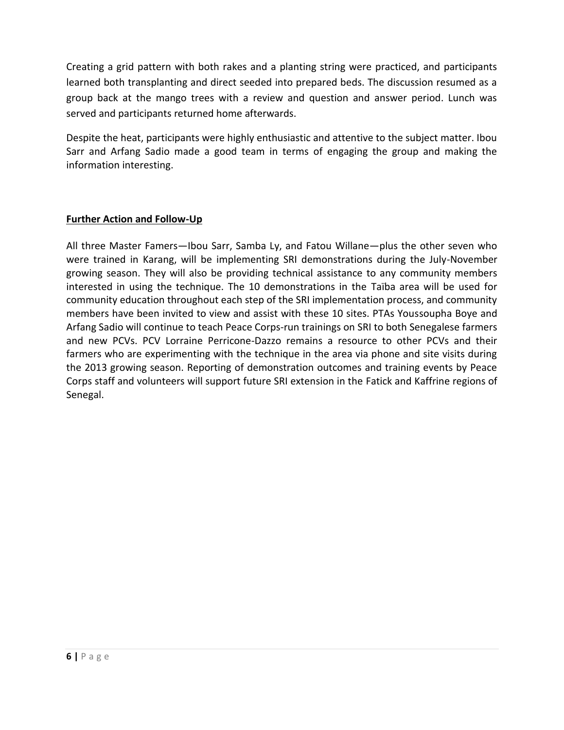Creating a grid pattern with both rakes and a planting string were practiced, and participants learned both transplanting and direct seeded into prepared beds. The discussion resumed as a group back at the mango trees with a review and question and answer period. Lunch was served and participants returned home afterwards.

Despite the heat, participants were highly enthusiastic and attentive to the subject matter. Ibou Sarr and Arfang Sadio made a good team in terms of engaging the group and making the information interesting.

**Further Action and Follow-Up**

All three Master Famers—Ibou Sarr, Samba Ly, and Fatou Willane—plus the other seven who were trained in Karang, will be implementing SRI demonstrations during the July-November growing season. They will also be providing technical assistance to any community members interested in using the technique. The 10 demonstrations in the Taïba area will be used for community education throughout each step of the SRI implementation process, and community members have been invited to view and assist with these 10 sites. PTAs Youssoupha Boye and Arfang Sadio will continue to teach Peace Corps-run trainings on SRI to both Senegalese farmers and new PCVs. PCV Lorraine Perricone-Dazzo remains a resource to other PCVs and their farmers who are experimenting with the technique in the area via phone and site visits during the 2013 growing season. Reporting of demonstration outcomes and training events by Peace Corps staff and volunteers will support future SRI extension in the Fatick and Kaffrine regions of Senegal.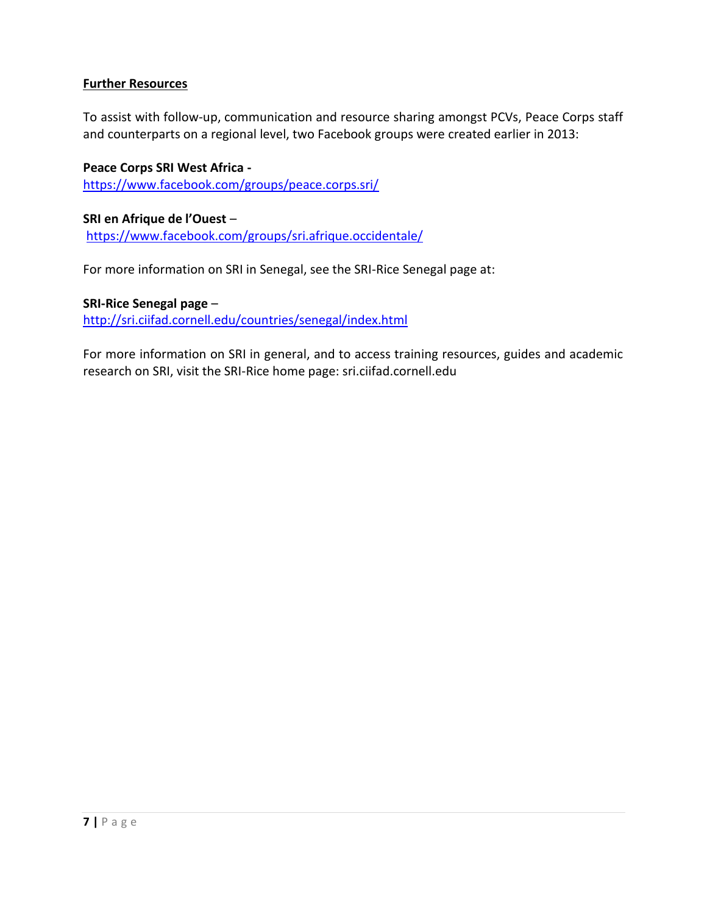## Further Resources

To assist with follow-up, communication and resource sharing amongst PCVs, Peace Corps staff and counterparts on a regional level, two Facebook groups were created earlier in 2013:

**Peace Corps SRI West Africa -**
https://www.facebook.com/groups/peace.corps.sri/

**SRI en Afrique de l'Ouest** –
https://www.facebook.com/groups/sri.afrique.occidentale/

For more information on SRI in Senegal, see the SRI-Rice Senegal page at:

**SRI-Rice Senegal page** –
http://sri.ciifad.cornell.edu/countries/senegal/index.html

For more information on SRI in general, and to access training resources, guides and academic research on SRI, visit the SRI-Rice home page: sri.ciifad.cornell.edu